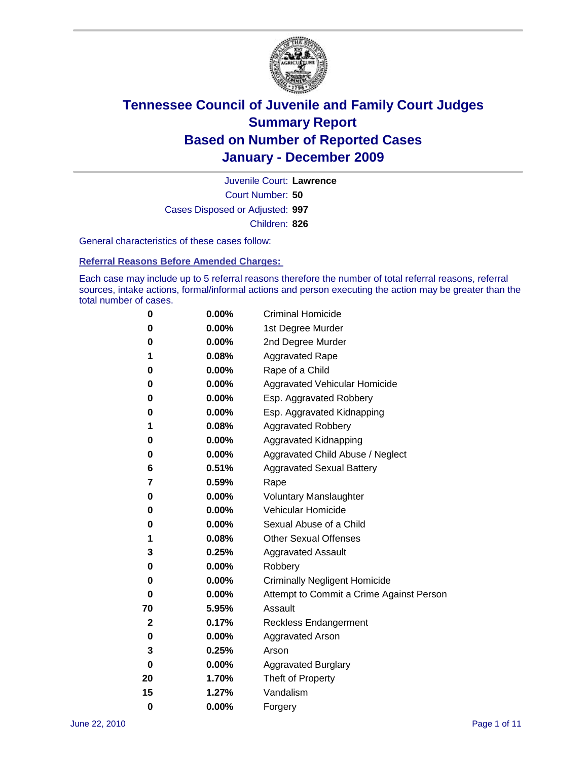# Tennessee Council of Juvenile and Family Court Judges
## Summary Report
## Based on Number of Reported Cases
## January - December 2009

Juvenile Court: **Lawrence**

Court Number: **50**

Cases Disposed or Adjusted: **997**

Children: **826**

General characteristics of these cases follow:

### Referral Reasons Before Amended Charges:

Each case may include up to 5 referral reasons therefore the number of total referral reasons, referral sources, intake actions, formal/informal actions and person executing the action may be greater than the total number of cases.

| | | |
|---|---|---|
| 0 | 0.00% | Criminal Homicide |
| 0 | 0.00% | 1st Degree Murder |
| 0 | 0.00% | 2nd Degree Murder |
| 1 | 0.08% | Aggravated Rape |
| 0 | 0.00% | Rape of a Child |
| 0 | 0.00% | Aggravated Vehicular Homicide |
| 0 | 0.00% | Esp. Aggravated Robbery |
| 0 | 0.00% | Esp. Aggravated Kidnapping |
| 1 | 0.08% | Aggravated Robbery |
| 0 | 0.00% | Aggravated Kidnapping |
| 0 | 0.00% | Aggravated Child Abuse / Neglect |
| 6 | 0.51% | Aggravated Sexual Battery |
| 7 | 0.59% | Rape |
| 0 | 0.00% | Voluntary Manslaughter |
| 0 | 0.00% | Vehicular Homicide |
| 0 | 0.00% | Sexual Abuse of a Child |
| 1 | 0.08% | Other Sexual Offenses |
| 3 | 0.25% | Aggravated Assault |
| 0 | 0.00% | Robbery |
| 0 | 0.00% | Criminally Negligent Homicide |
| 0 | 0.00% | Attempt to Commit a Crime Against Person |
| 70 | 5.95% | Assault |
| 2 | 0.17% | Reckless Endangerment |
| 0 | 0.00% | Aggravated Arson |
| 3 | 0.25% | Arson |
| 0 | 0.00% | Aggravated Burglary |
| 20 | 1.70% | Theft of Property |
| 15 | 1.27% | Vandalism |
| 0 | 0.00% | Forgery |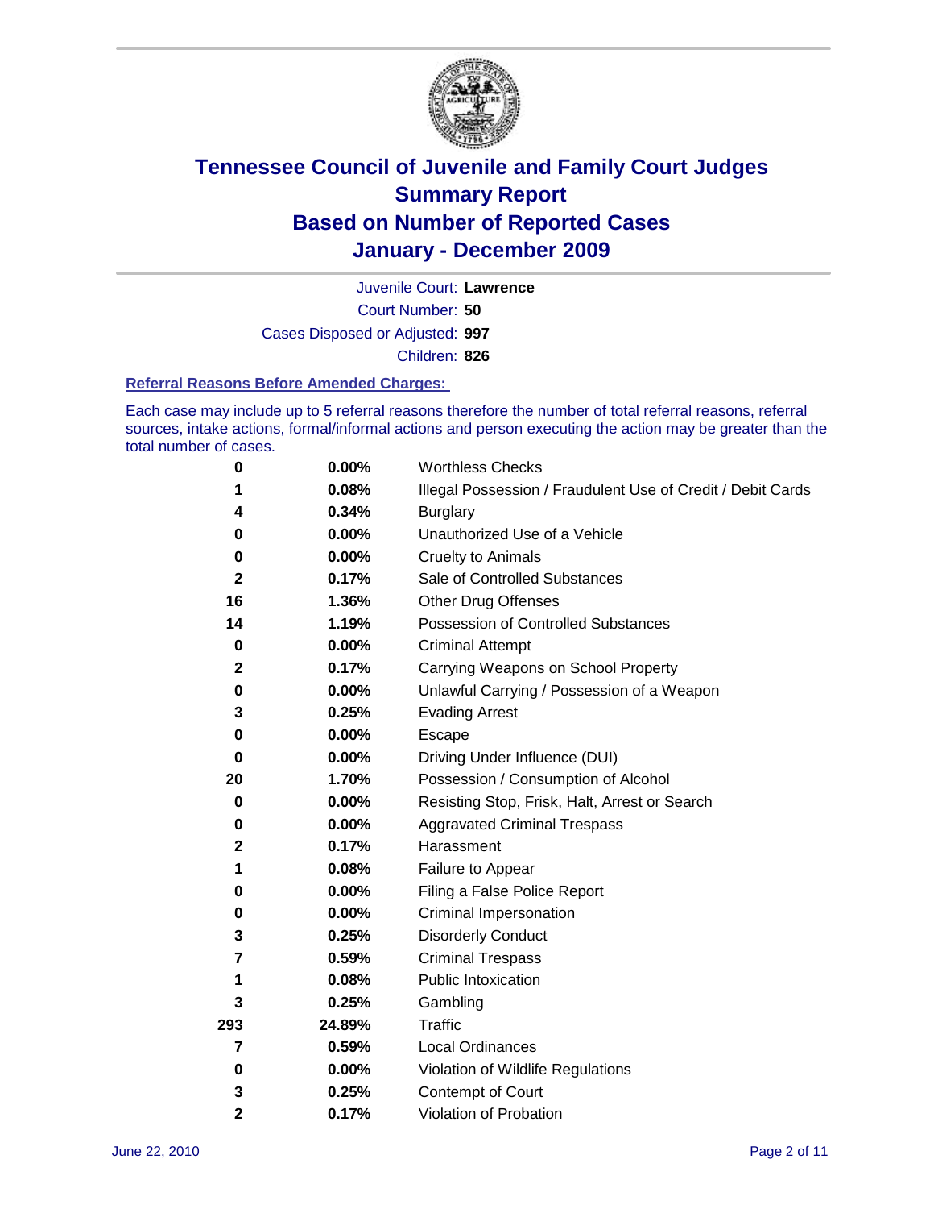# Tennessee Council of Juvenile and Family Court Judges Summary Report Based on Number of Reported Cases January - December 2009

Juvenile Court: **Lawrence**

Court Number: **50**

Cases Disposed or Adjusted: **997**

Children: **826**

### Referral Reasons Before Amended Charges:

Each case may include up to 5 referral reasons therefore the number of total referral reasons, referral sources, intake actions, formal/informal actions and person executing the action may be greater than the total number of cases.

| Count | Percent | Reason |
|---|---|---|
| 0 | 0.00% | Worthless Checks |
| 1 | 0.08% | Illegal Possession / Fraudulent Use of Credit / Debit Cards |
| 4 | 0.34% | Burglary |
| 0 | 0.00% | Unauthorized Use of a Vehicle |
| 0 | 0.00% | Cruelty to Animals |
| 2 | 0.17% | Sale of Controlled Substances |
| 16 | 1.36% | Other Drug Offenses |
| 14 | 1.19% | Possession of Controlled Substances |
| 0 | 0.00% | Criminal Attempt |
| 2 | 0.17% | Carrying Weapons on School Property |
| 0 | 0.00% | Unlawful Carrying / Possession of a Weapon |
| 3 | 0.25% | Evading Arrest |
| 0 | 0.00% | Escape |
| 0 | 0.00% | Driving Under Influence (DUI) |
| 20 | 1.70% | Possession / Consumption of Alcohol |
| 0 | 0.00% | Resisting Stop, Frisk, Halt, Arrest or Search |
| 0 | 0.00% | Aggravated Criminal Trespass |
| 2 | 0.17% | Harassment |
| 1 | 0.08% | Failure to Appear |
| 0 | 0.00% | Filing a False Police Report |
| 0 | 0.00% | Criminal Impersonation |
| 3 | 0.25% | Disorderly Conduct |
| 7 | 0.59% | Criminal Trespass |
| 1 | 0.08% | Public Intoxication |
| 3 | 0.25% | Gambling |
| 293 | 24.89% | Traffic |
| 7 | 0.59% | Local Ordinances |
| 0 | 0.00% | Violation of Wildlife Regulations |
| 3 | 0.25% | Contempt of Court |
| 2 | 0.17% | Violation of Probation |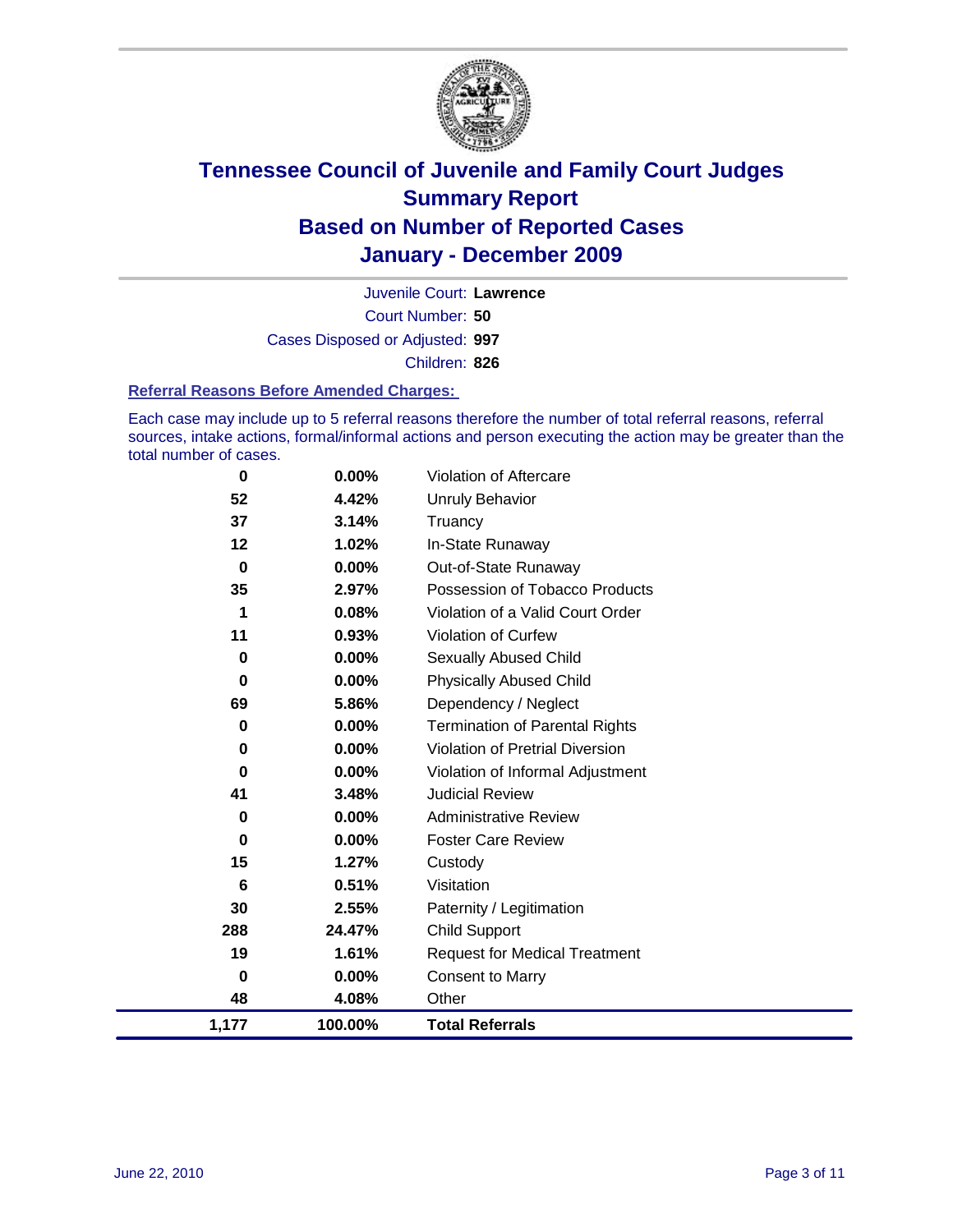# Tennessee Council of Juvenile and Family Court Judges
# Summary Report
# Based on Number of Reported Cases
# January - December 2009

Juvenile Court: **Lawrence**

Court Number: **50**

Cases Disposed or Adjusted: **997**

Children: **826**

### Referral Reasons Before Amended Charges:

Each case may include up to 5 referral reasons therefore the number of total referral reasons, referral sources, intake actions, formal/informal actions and person executing the action may be greater than the total number of cases.

| Count | Percent | Referral Reason |
|---:|---:|---|
| 0 | 0.00% | Violation of Aftercare |
| 52 | 4.42% | Unruly Behavior |
| 37 | 3.14% | Truancy |
| 12 | 1.02% | In-State Runaway |
| 0 | 0.00% | Out-of-State Runaway |
| 35 | 2.97% | Possession of Tobacco Products |
| 1 | 0.08% | Violation of a Valid Court Order |
| 11 | 0.93% | Violation of Curfew |
| 0 | 0.00% | Sexually Abused Child |
| 0 | 0.00% | Physically Abused Child |
| 69 | 5.86% | Dependency / Neglect |
| 0 | 0.00% | Termination of Parental Rights |
| 0 | 0.00% | Violation of Pretrial Diversion |
| 0 | 0.00% | Violation of Informal Adjustment |
| 41 | 3.48% | Judicial Review |
| 0 | 0.00% | Administrative Review |
| 0 | 0.00% | Foster Care Review |
| 15 | 1.27% | Custody |
| 6 | 0.51% | Visitation |
| 30 | 2.55% | Paternity / Legitimation |
| 288 | 24.47% | Child Support |
| 19 | 1.61% | Request for Medical Treatment |
| 0 | 0.00% | Consent to Marry |
| 48 | 4.08% | Other |
| **1,177** | **100.00%** | **Total Referrals** |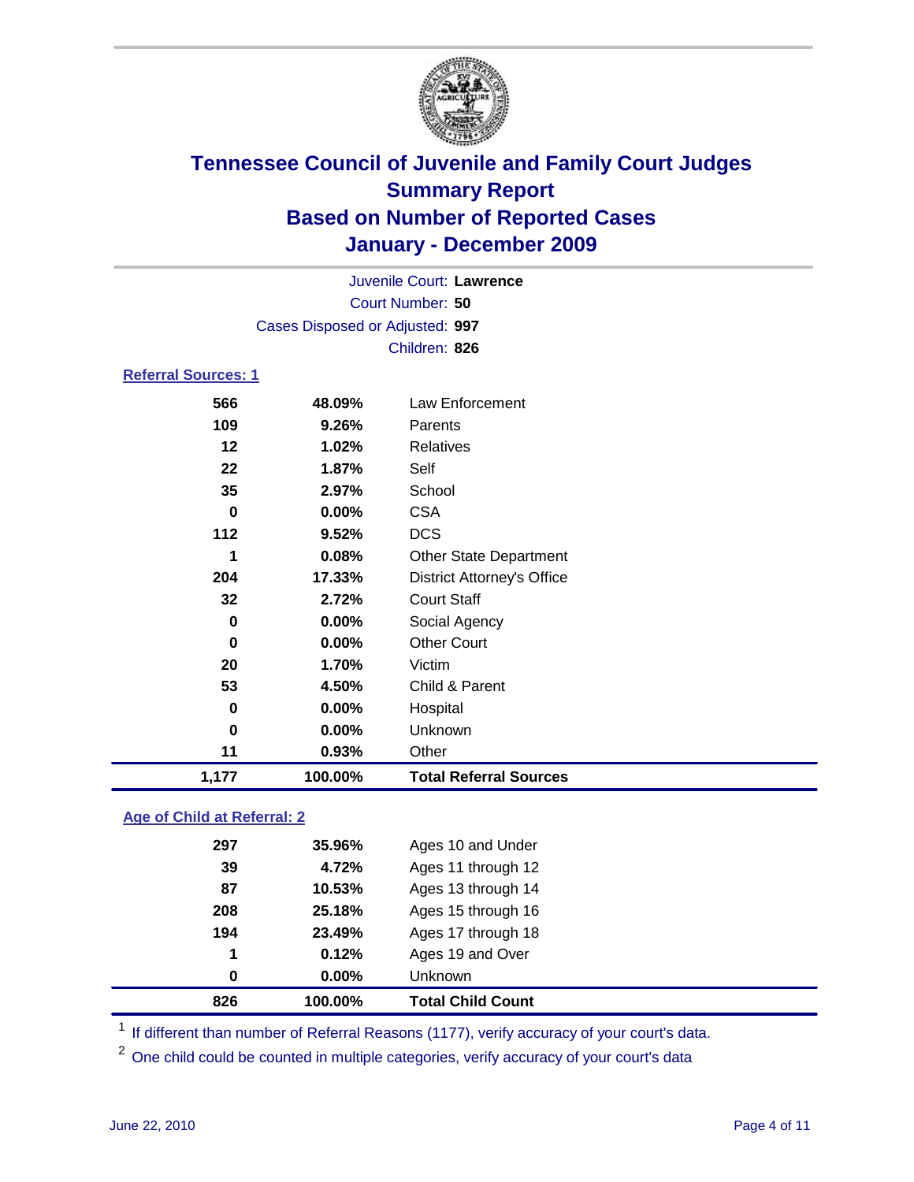# Tennessee Council of Juvenile and Family Court Judges
## Summary Report
## Based on Number of Reported Cases
## January - December 2009

Juvenile Court: **Lawrence**
Court Number: **50**
Cases Disposed or Adjusted: **997**
Children: **826**

### Referral Sources: 1

| Count | Percent | Source |
|---|---|---|
| 566 | 48.09% | Law Enforcement |
| 109 | 9.26% | Parents |
| 12 | 1.02% | Relatives |
| 22 | 1.87% | Self |
| 35 | 2.97% | School |
| 0 | 0.00% | CSA |
| 112 | 9.52% | DCS |
| 1 | 0.08% | Other State Department |
| 204 | 17.33% | District Attorney's Office |
| 32 | 2.72% | Court Staff |
| 0 | 0.00% | Social Agency |
| 0 | 0.00% | Other Court |
| 20 | 1.70% | Victim |
| 53 | 4.50% | Child & Parent |
| 0 | 0.00% | Hospital |
| 0 | 0.00% | Unknown |
| 11 | 0.93% | Other |
| **1,177** | **100.00%** | **Total Referral Sources** |

### Age of Child at Referral: 2

| Count | Percent | Age |
|---|---|---|
| 297 | 35.96% | Ages 10 and Under |
| 39 | 4.72% | Ages 11 through 12 |
| 87 | 10.53% | Ages 13 through 14 |
| 208 | 25.18% | Ages 15 through 16 |
| 194 | 23.49% | Ages 17 through 18 |
| 1 | 0.12% | Ages 19 and Over |
| 0 | 0.00% | Unknown |
| **826** | **100.00%** | **Total Child Count** |

[1] If different than number of Referral Reasons (1177), verify accuracy of your court's data.

[2] One child could be counted in multiple categories, verify accuracy of your court's data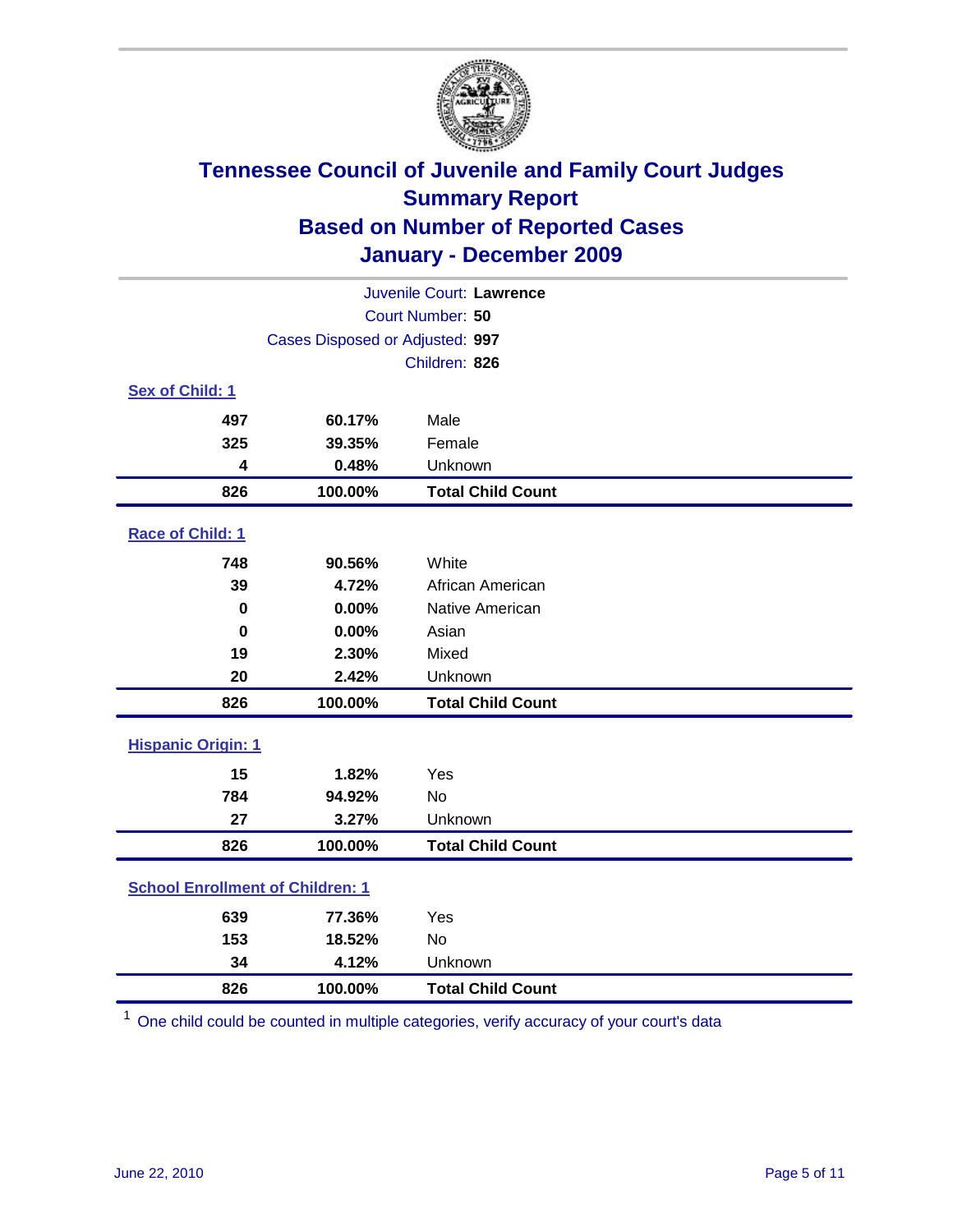# Tennessee Council of Juvenile and Family Court Judges
## Summary Report
## Based on Number of Reported Cases
## January - December 2009

Juvenile Court: **Lawrence**

Court Number: **50**

Cases Disposed or Adjusted: **997**

Children: **826**

### Sex of Child: 1

| | | |
|---|---|---|
| 497 | 60.17% | Male |
| 325 | 39.35% | Female |
| 4 | 0.48% | Unknown |
| **826** | **100.00%** | **Total Child Count** |

### Race of Child: 1

| | | |
|---|---|---|
| 748 | 90.56% | White |
| 39 | 4.72% | African American |
| 0 | 0.00% | Native American |
| 0 | 0.00% | Asian |
| 19 | 2.30% | Mixed |
| 20 | 2.42% | Unknown |
| **826** | **100.00%** | **Total Child Count** |

### Hispanic Origin: 1

| | | |
|---|---|---|
| 15 | 1.82% | Yes |
| 784 | 94.92% | No |
| 27 | 3.27% | Unknown |
| **826** | **100.00%** | **Total Child Count** |

### School Enrollment of Children: 1

| | | |
|---|---|---|
| 639 | 77.36% | Yes |
| 153 | 18.52% | No |
| 34 | 4.12% | Unknown |
| **826** | **100.00%** | **Total Child Count** |

[1] One child could be counted in multiple categories, verify accuracy of your court's data

June 22, 2010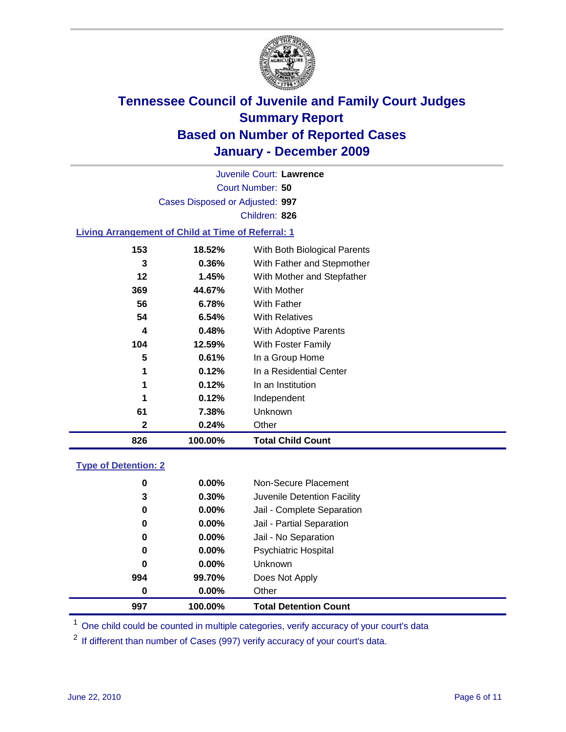# Tennessee Council of Juvenile and Family Court Judges
## Summary Report
## Based on Number of Reported Cases
## January - December 2009

Juvenile Court: **Lawrence**

Court Number: **50**

Cases Disposed or Adjusted: **997**

Children: **826**

### Living Arrangement of Child at Time of Referral: 1

| Count | Percent | Category |
|---|---|---|
| 153 | 18.52% | With Both Biological Parents |
| 3 | 0.36% | With Father and Stepmother |
| 12 | 1.45% | With Mother and Stepfather |
| 369 | 44.67% | With Mother |
| 56 | 6.78% | With Father |
| 54 | 6.54% | With Relatives |
| 4 | 0.48% | With Adoptive Parents |
| 104 | 12.59% | With Foster Family |
| 5 | 0.61% | In a Group Home |
| 1 | 0.12% | In a Residential Center |
| 1 | 0.12% | In an Institution |
| 1 | 0.12% | Independent |
| 61 | 7.38% | Unknown |
| 2 | 0.24% | Other |
| **826** | **100.00%** | **Total Child Count** |

### Type of Detention: 2

| Count | Percent | Category |
|---|---|---|
| 0 | 0.00% | Non-Secure Placement |
| 3 | 0.30% | Juvenile Detention Facility |
| 0 | 0.00% | Jail - Complete Separation |
| 0 | 0.00% | Jail - Partial Separation |
| 0 | 0.00% | Jail - No Separation |
| 0 | 0.00% | Psychiatric Hospital |
| 0 | 0.00% | Unknown |
| 994 | 99.70% | Does Not Apply |
| 0 | 0.00% | Other |
| **997** | **100.00%** | **Total Detention Count** |

[1] One child could be counted in multiple categories, verify accuracy of your court's data

[2] If different than number of Cases (997) verify accuracy of your court's data.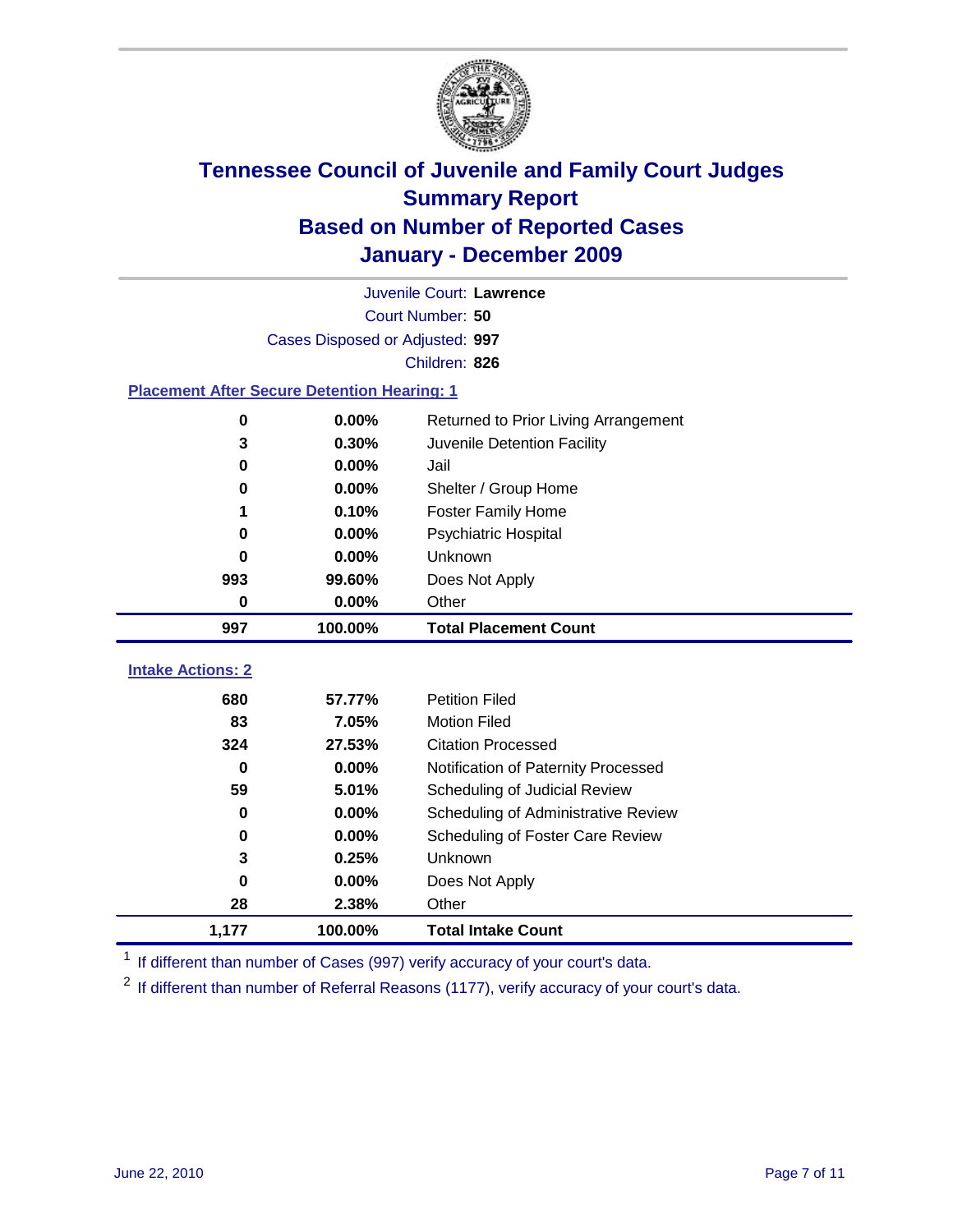# Tennessee Council of Juvenile and Family Court Judges
## Summary Report
## Based on Number of Reported Cases
## January - December 2009

Juvenile Court: **Lawrence**

Court Number: **50**

Cases Disposed or Adjusted: **997**

Children: **826**

### Placement After Secure Detention Hearing: 1

| Count | Percent | Placement |
|---|---|---|
| 0 | 0.00% | Returned to Prior Living Arrangement |
| 3 | 0.30% | Juvenile Detention Facility |
| 0 | 0.00% | Jail |
| 0 | 0.00% | Shelter / Group Home |
| 1 | 0.10% | Foster Family Home |
| 0 | 0.00% | Psychiatric Hospital |
| 0 | 0.00% | Unknown |
| 993 | 99.60% | Does Not Apply |
| 0 | 0.00% | Other |
| **997** | **100.00%** | **Total Placement Count** |

### Intake Actions: 2

| Count | Percent | Intake Action |
|---|---|---|
| 680 | 57.77% | Petition Filed |
| 83 | 7.05% | Motion Filed |
| 324 | 27.53% | Citation Processed |
| 0 | 0.00% | Notification of Paternity Processed |
| 59 | 5.01% | Scheduling of Judicial Review |
| 0 | 0.00% | Scheduling of Administrative Review |
| 0 | 0.00% | Scheduling of Foster Care Review |
| 3 | 0.25% | Unknown |
| 0 | 0.00% | Does Not Apply |
| 28 | 2.38% | Other |
| **1,177** | **100.00%** | **Total Intake Count** |

[1] If different than number of Cases (997) verify accuracy of your court's data.

[2] If different than number of Referral Reasons (1177), verify accuracy of your court's data.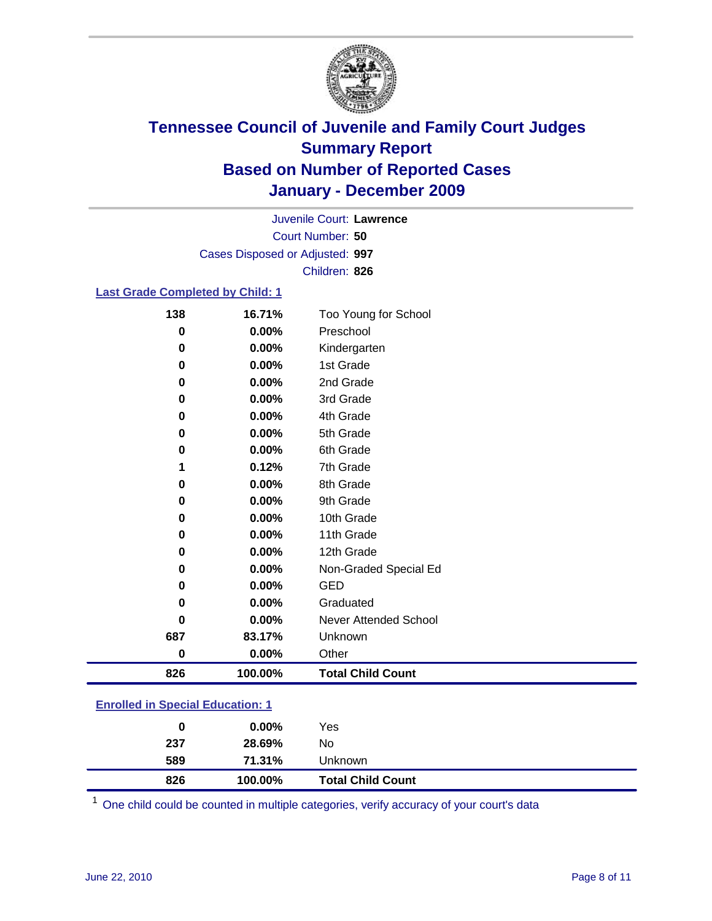# Tennessee Council of Juvenile and Family Court Judges
## Summary Report
## Based on Number of Reported Cases
## January - December 2009

Juvenile Court: **Lawrence**

Court Number: **50**

Cases Disposed or Adjusted: **997**

Children: **826**

### Last Grade Completed by Child: 1

| Count | Percent | Category |
|---|---|---|
| 138 | 16.71% | Too Young for School |
| 0 | 0.00% | Preschool |
| 0 | 0.00% | Kindergarten |
| 0 | 0.00% | 1st Grade |
| 0 | 0.00% | 2nd Grade |
| 0 | 0.00% | 3rd Grade |
| 0 | 0.00% | 4th Grade |
| 0 | 0.00% | 5th Grade |
| 0 | 0.00% | 6th Grade |
| 1 | 0.12% | 7th Grade |
| 0 | 0.00% | 8th Grade |
| 0 | 0.00% | 9th Grade |
| 0 | 0.00% | 10th Grade |
| 0 | 0.00% | 11th Grade |
| 0 | 0.00% | 12th Grade |
| 0 | 0.00% | Non-Graded Special Ed |
| 0 | 0.00% | GED |
| 0 | 0.00% | Graduated |
| 0 | 0.00% | Never Attended School |
| 687 | 83.17% | Unknown |
| 0 | 0.00% | Other |
| **826** | **100.00%** | **Total Child Count** |

### Enrolled in Special Education: 1

| Count | Percent | Category |
|---|---|---|
| 0 | 0.00% | Yes |
| 237 | 28.69% | No |
| 589 | 71.31% | Unknown |
| **826** | **100.00%** | **Total Child Count** |

[1] One child could be counted in multiple categories, verify accuracy of your court's data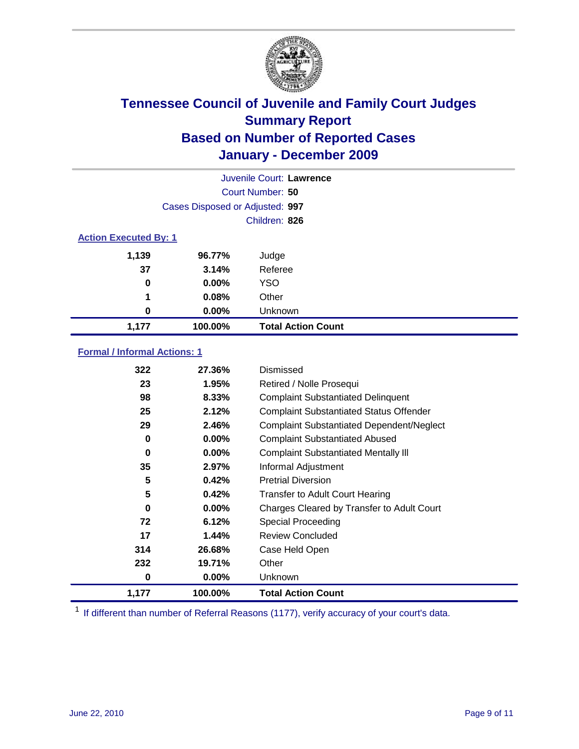# Tennessee Council of Juvenile and Family Court Judges
## Summary Report
## Based on Number of Reported Cases
## January - December 2009

Juvenile Court: **Lawrence**

Court Number: **50**

Cases Disposed or Adjusted: **997**

Children: **826**

### Action Executed By: 1

| | | |
|---|---|---|
| 1,139 | 96.77% | Judge |
| 37 | 3.14% | Referee |
| 0 | 0.00% | YSO |
| 1 | 0.08% | Other |
| 0 | 0.00% | Unknown |
| **1,177** | **100.00%** | **Total Action Count** |

### Formal / Informal Actions: 1

| | | |
|---|---|---|
| 322 | 27.36% | Dismissed |
| 23 | 1.95% | Retired / Nolle Prosequi |
| 98 | 8.33% | Complaint Substantiated Delinquent |
| 25 | 2.12% | Complaint Substantiated Status Offender |
| 29 | 2.46% | Complaint Substantiated Dependent/Neglect |
| 0 | 0.00% | Complaint Substantiated Abused |
| 0 | 0.00% | Complaint Substantiated Mentally Ill |
| 35 | 2.97% | Informal Adjustment |
| 5 | 0.42% | Pretrial Diversion |
| 5 | 0.42% | Transfer to Adult Court Hearing |
| 0 | 0.00% | Charges Cleared by Transfer to Adult Court |
| 72 | 6.12% | Special Proceeding |
| 17 | 1.44% | Review Concluded |
| 314 | 26.68% | Case Held Open |
| 232 | 19.71% | Other |
| 0 | 0.00% | Unknown |
| **1,177** | **100.00%** | **Total Action Count** |

[1] If different than number of Referral Reasons (1177), verify accuracy of your court's data.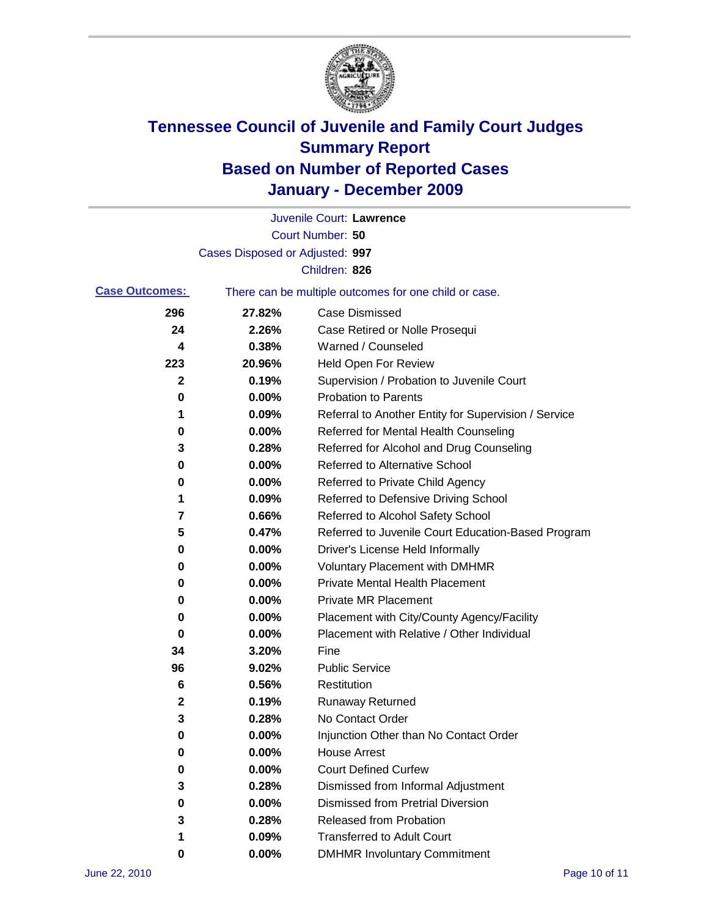# Tennessee Council of Juvenile and Family Court Judges
## Summary Report
## Based on Number of Reported Cases
## January - December 2009

Juvenile Court: **Lawrence**

Court Number: **50**

Cases Disposed or Adjusted: **997**

Children: **826**

**Case Outcomes:** There can be multiple outcomes for one child or case.

| Count | Percent | Outcome |
|---|---|---|
| 296 | 27.82% | Case Dismissed |
| 24 | 2.26% | Case Retired or Nolle Prosequi |
| 4 | 0.38% | Warned / Counseled |
| 223 | 20.96% | Held Open For Review |
| 2 | 0.19% | Supervision / Probation to Juvenile Court |
| 0 | 0.00% | Probation to Parents |
| 1 | 0.09% | Referral to Another Entity for Supervision / Service |
| 0 | 0.00% | Referred for Mental Health Counseling |
| 3 | 0.28% | Referred for Alcohol and Drug Counseling |
| 0 | 0.00% | Referred to Alternative School |
| 0 | 0.00% | Referred to Private Child Agency |
| 1 | 0.09% | Referred to Defensive Driving School |
| 7 | 0.66% | Referred to Alcohol Safety School |
| 5 | 0.47% | Referred to Juvenile Court Education-Based Program |
| 0 | 0.00% | Driver's License Held Informally |
| 0 | 0.00% | Voluntary Placement with DMHMR |
| 0 | 0.00% | Private Mental Health Placement |
| 0 | 0.00% | Private MR Placement |
| 0 | 0.00% | Placement with City/County Agency/Facility |
| 0 | 0.00% | Placement with Relative / Other Individual |
| 34 | 3.20% | Fine |
| 96 | 9.02% | Public Service |
| 6 | 0.56% | Restitution |
| 2 | 0.19% | Runaway Returned |
| 3 | 0.28% | No Contact Order |
| 0 | 0.00% | Injunction Other than No Contact Order |
| 0 | 0.00% | House Arrest |
| 0 | 0.00% | Court Defined Curfew |
| 3 | 0.28% | Dismissed from Informal Adjustment |
| 0 | 0.00% | Dismissed from Pretrial Diversion |
| 3 | 0.28% | Released from Probation |
| 1 | 0.09% | Transferred to Adult Court |
| 0 | 0.00% | DMHMR Involuntary Commitment |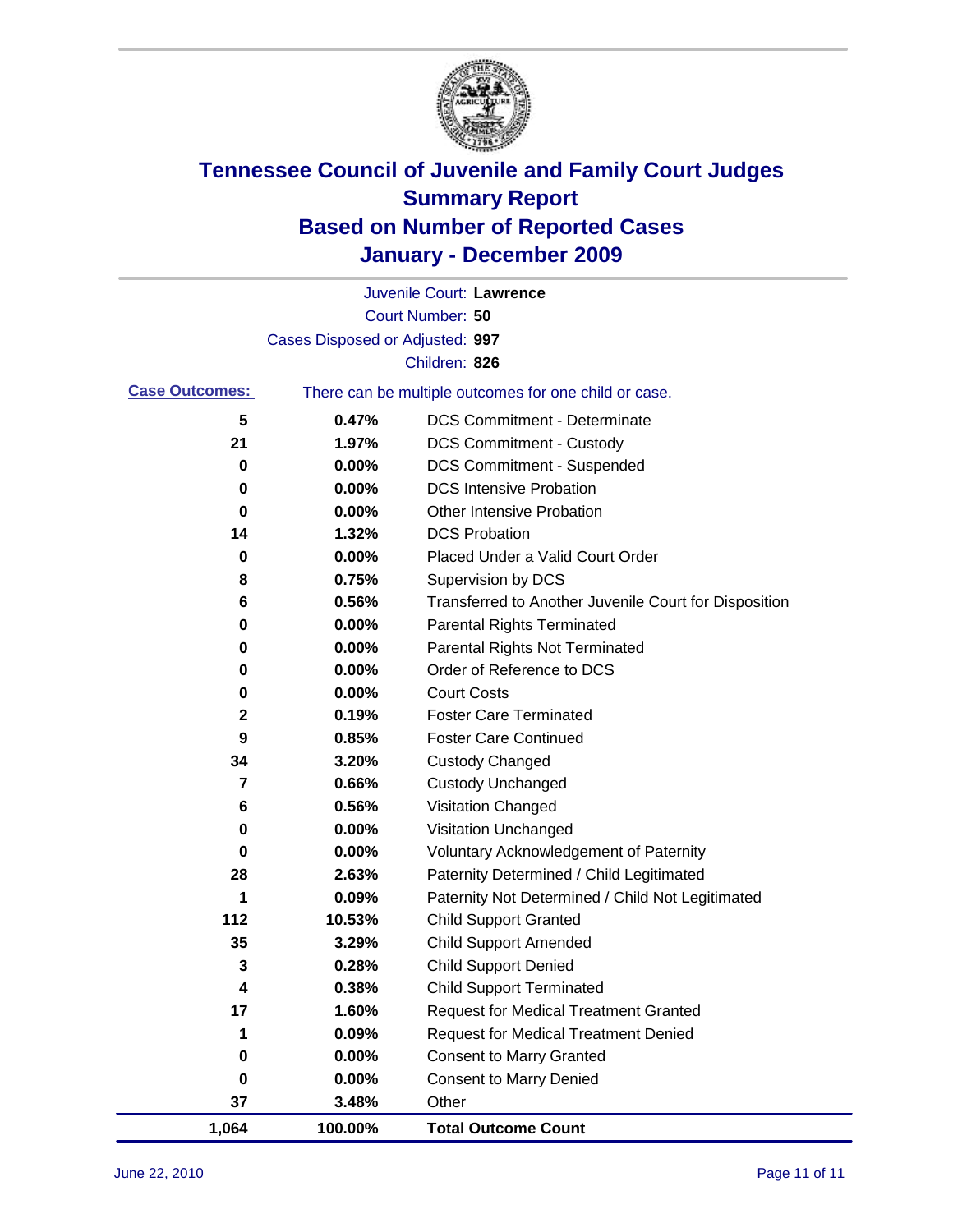# Tennessee Council of Juvenile and Family Court Judges
## Summary Report
## Based on Number of Reported Cases
## January - December 2009

Juvenile Court: **Lawrence**

Court Number: **50**

Cases Disposed or Adjusted: **997**

Children: **826**

**Case Outcomes:** There can be multiple outcomes for one child or case.

| | | |
|---|---|---|
| 5 | 0.47% | DCS Commitment - Determinate |
| 21 | 1.97% | DCS Commitment - Custody |
| 0 | 0.00% | DCS Commitment - Suspended |
| 0 | 0.00% | DCS Intensive Probation |
| 0 | 0.00% | Other Intensive Probation |
| 14 | 1.32% | DCS Probation |
| 0 | 0.00% | Placed Under a Valid Court Order |
| 8 | 0.75% | Supervision by DCS |
| 6 | 0.56% | Transferred to Another Juvenile Court for Disposition |
| 0 | 0.00% | Parental Rights Terminated |
| 0 | 0.00% | Parental Rights Not Terminated |
| 0 | 0.00% | Order of Reference to DCS |
| 0 | 0.00% | Court Costs |
| 2 | 0.19% | Foster Care Terminated |
| 9 | 0.85% | Foster Care Continued |
| 34 | 3.20% | Custody Changed |
| 7 | 0.66% | Custody Unchanged |
| 6 | 0.56% | Visitation Changed |
| 0 | 0.00% | Visitation Unchanged |
| 0 | 0.00% | Voluntary Acknowledgement of Paternity |
| 28 | 2.63% | Paternity Determined / Child Legitimated |
| 1 | 0.09% | Paternity Not Determined / Child Not Legitimated |
| 112 | 10.53% | Child Support Granted |
| 35 | 3.29% | Child Support Amended |
| 3 | 0.28% | Child Support Denied |
| 4 | 0.38% | Child Support Terminated |
| 17 | 1.60% | Request for Medical Treatment Granted |
| 1 | 0.09% | Request for Medical Treatment Denied |
| 0 | 0.00% | Consent to Marry Granted |
| 0 | 0.00% | Consent to Marry Denied |
| 37 | 3.48% | Other |
| **1,064** | **100.00%** | **Total Outcome Count** |